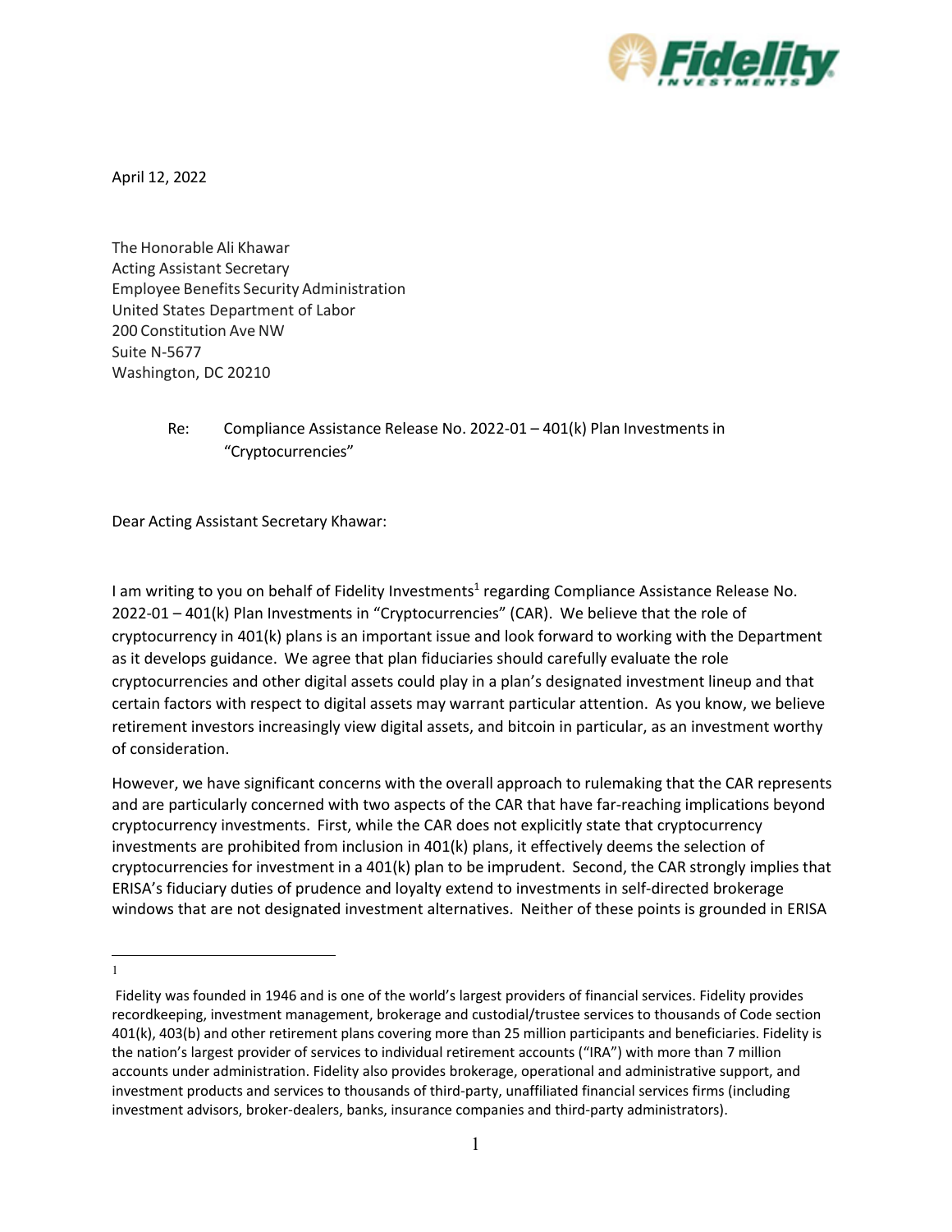April 12, 2022

The Honorable Ali Khawar
Acting Assistant Secretary
Employee Benefits Security Administration
United States Department of Labor
200 Constitution Ave NW
Suite N-5677
Washington, DC 20210

Re: Compliance Assistance Release No. 2022-01 – 401(k) Plan Investments in "Cryptocurrencies"

Dear Acting Assistant Secretary Khawar:

I am writing to you on behalf of Fidelity Investments[1] regarding Compliance Assistance Release No. 2022-01 – 401(k) Plan Investments in "Cryptocurrencies" (CAR). We believe that the role of cryptocurrency in 401(k) plans is an important issue and look forward to working with the Department as it develops guidance. We agree that plan fiduciaries should carefully evaluate the role cryptocurrencies and other digital assets could play in a plan's designated investment lineup and that certain factors with respect to digital assets may warrant particular attention. As you know, we believe retirement investors increasingly view digital assets, and bitcoin in particular, as an investment worthy of consideration.

However, we have significant concerns with the overall approach to rulemaking that the CAR represents and are particularly concerned with two aspects of the CAR that have far-reaching implications beyond cryptocurrency investments. First, while the CAR does not explicitly state that cryptocurrency investments are prohibited from inclusion in 401(k) plans, it effectively deems the selection of cryptocurrencies for investment in a 401(k) plan to be imprudent. Second, the CAR strongly implies that ERISA's fiduciary duties of prudence and loyalty extend to investments in self-directed brokerage windows that are not designated investment alternatives. Neither of these points is grounded in ERISA

---

[1] Fidelity was founded in 1946 and is one of the world's largest providers of financial services. Fidelity provides recordkeeping, investment management, brokerage and custodial/trustee services to thousands of Code section 401(k), 403(b) and other retirement plans covering more than 25 million participants and beneficiaries. Fidelity is the nation's largest provider of services to individual retirement accounts ("IRA") with more than 7 million accounts under administration. Fidelity also provides brokerage, operational and administrative support, and investment products and services to thousands of third-party, unaffiliated financial services firms (including investment advisors, broker-dealers, banks, insurance companies and third-party administrators).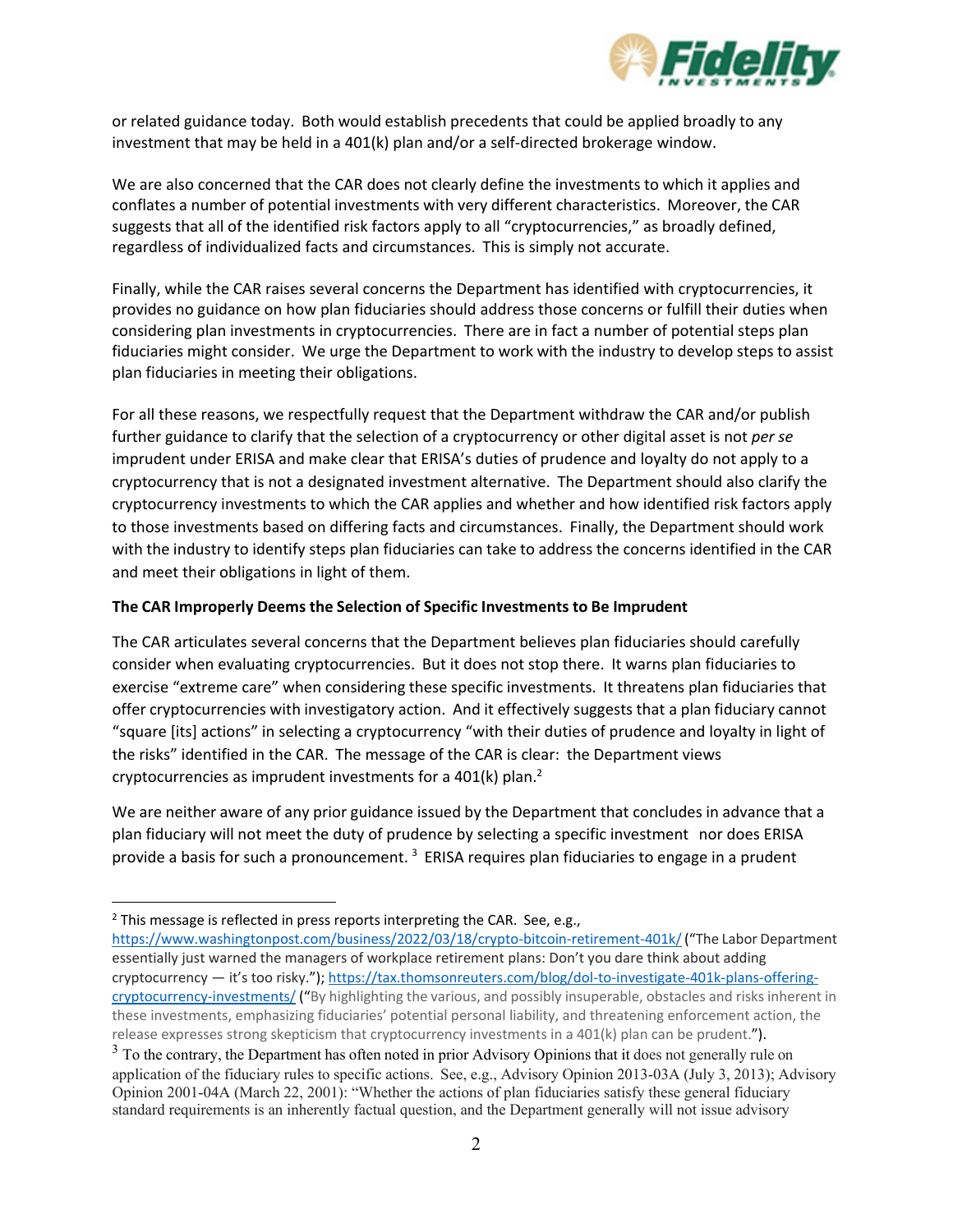or related guidance today. Both would establish precedents that could be applied broadly to any investment that may be held in a 401(k) plan and/or a self-directed brokerage window.

We are also concerned that the CAR does not clearly define the investments to which it applies and conflates a number of potential investments with very different characteristics. Moreover, the CAR suggests that all of the identified risk factors apply to all "cryptocurrencies," as broadly defined, regardless of individualized facts and circumstances. This is simply not accurate.

Finally, while the CAR raises several concerns the Department has identified with cryptocurrencies, it provides no guidance on how plan fiduciaries should address those concerns or fulfill their duties when considering plan investments in cryptocurrencies. There are in fact a number of potential steps plan fiduciaries might consider. We urge the Department to work with the industry to develop steps to assist plan fiduciaries in meeting their obligations.

For all these reasons, we respectfully request that the Department withdraw the CAR and/or publish further guidance to clarify that the selection of a cryptocurrency or other digital asset is not *per se* imprudent under ERISA and make clear that ERISA's duties of prudence and loyalty do not apply to a cryptocurrency that is not a designated investment alternative. The Department should also clarify the cryptocurrency investments to which the CAR applies and whether and how identified risk factors apply to those investments based on differing facts and circumstances. Finally, the Department should work with the industry to identify steps plan fiduciaries can take to address the concerns identified in the CAR and meet their obligations in light of them.

**The CAR Improperly Deems the Selection of Specific Investments to Be Imprudent**

The CAR articulates several concerns that the Department believes plan fiduciaries should carefully consider when evaluating cryptocurrencies. But it does not stop there. It warns plan fiduciaries to exercise "extreme care" when considering these specific investments. It threatens plan fiduciaries that offer cryptocurrencies with investigatory action. And it effectively suggests that a plan fiduciary cannot "square [its] actions" in selecting a cryptocurrency "with their duties of prudence and loyalty in light of the risks" identified in the CAR. The message of the CAR is clear: the Department views cryptocurrencies as imprudent investments for a 401(k) plan.[2]

We are neither aware of any prior guidance issued by the Department that concludes in advance that a plan fiduciary will not meet the duty of prudence by selecting a specific investment nor does ERISA provide a basis for such a pronouncement.[3] ERISA requires plan fiduciaries to engage in a prudent

[2] This message is reflected in press reports interpreting the CAR. See, e.g., https://www.washingtonpost.com/business/2022/03/18/crypto-bitcoin-retirement-401k/ ("The Labor Department essentially just warned the managers of workplace retirement plans: Don't you dare think about adding cryptocurrency — it's too risky."); https://tax.thomsonreuters.com/blog/dol-to-investigate-401k-plans-offering-cryptocurrency-investments/ ("By highlighting the various, and possibly insuperable, obstacles and risks inherent in these investments, emphasizing fiduciaries' potential personal liability, and threatening enforcement action, the release expresses strong skepticism that cryptocurrency investments in a 401(k) plan can be prudent.").

[3] To the contrary, the Department has often noted in prior Advisory Opinions that it does not generally rule on application of the fiduciary rules to specific actions. See, e.g., Advisory Opinion 2013-03A (July 3, 2013); Advisory Opinion 2001-04A (March 22, 2001): "Whether the actions of plan fiduciaries satisfy these general fiduciary standard requirements is an inherently factual question, and the Department generally will not issue advisory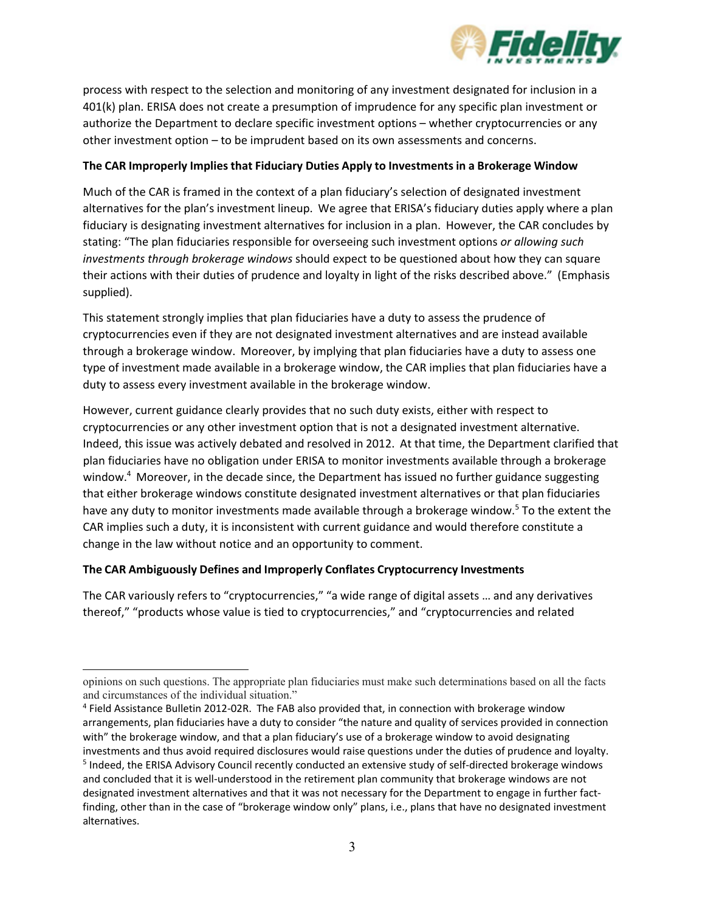process with respect to the selection and monitoring of any investment designated for inclusion in a 401(k) plan. ERISA does not create a presumption of imprudence for any specific plan investment or authorize the Department to declare specific investment options – whether cryptocurrencies or any other investment option – to be imprudent based on its own assessments and concerns.

**The CAR Improperly Implies that Fiduciary Duties Apply to Investments in a Brokerage Window**

Much of the CAR is framed in the context of a plan fiduciary's selection of designated investment alternatives for the plan's investment lineup. We agree that ERISA's fiduciary duties apply where a plan fiduciary is designating investment alternatives for inclusion in a plan. However, the CAR concludes by stating: "The plan fiduciaries responsible for overseeing such investment options *or allowing such investments through brokerage windows* should expect to be questioned about how they can square their actions with their duties of prudence and loyalty in light of the risks described above." (Emphasis supplied).

This statement strongly implies that plan fiduciaries have a duty to assess the prudence of cryptocurrencies even if they are not designated investment alternatives and are instead available through a brokerage window. Moreover, by implying that plan fiduciaries have a duty to assess one type of investment made available in a brokerage window, the CAR implies that plan fiduciaries have a duty to assess every investment available in the brokerage window.

However, current guidance clearly provides that no such duty exists, either with respect to cryptocurrencies or any other investment option that is not a designated investment alternative. Indeed, this issue was actively debated and resolved in 2012. At that time, the Department clarified that plan fiduciaries have no obligation under ERISA to monitor investments available through a brokerage window.[4] Moreover, in the decade since, the Department has issued no further guidance suggesting that either brokerage windows constitute designated investment alternatives or that plan fiduciaries have any duty to monitor investments made available through a brokerage window.[5] To the extent the CAR implies such a duty, it is inconsistent with current guidance and would therefore constitute a change in the law without notice and an opportunity to comment.

**The CAR Ambiguously Defines and Improperly Conflates Cryptocurrency Investments**

The CAR variously refers to "cryptocurrencies," "a wide range of digital assets … and any derivatives thereof," "products whose value is tied to cryptocurrencies," and "cryptocurrencies and related

---

opinions on such questions. The appropriate plan fiduciaries must make such determinations based on all the facts and circumstances of the individual situation."

[4] Field Assistance Bulletin 2012-02R. The FAB also provided that, in connection with brokerage window arrangements, plan fiduciaries have a duty to consider "the nature and quality of services provided in connection with" the brokerage window, and that a plan fiduciary's use of a brokerage window to avoid designating investments and thus avoid required disclosures would raise questions under the duties of prudence and loyalty.

[5] Indeed, the ERISA Advisory Council recently conducted an extensive study of self-directed brokerage windows and concluded that it is well-understood in the retirement plan community that brokerage windows are not designated investment alternatives and that it was not necessary for the Department to engage in further fact-finding, other than in the case of "brokerage window only" plans, i.e., plans that have no designated investment alternatives.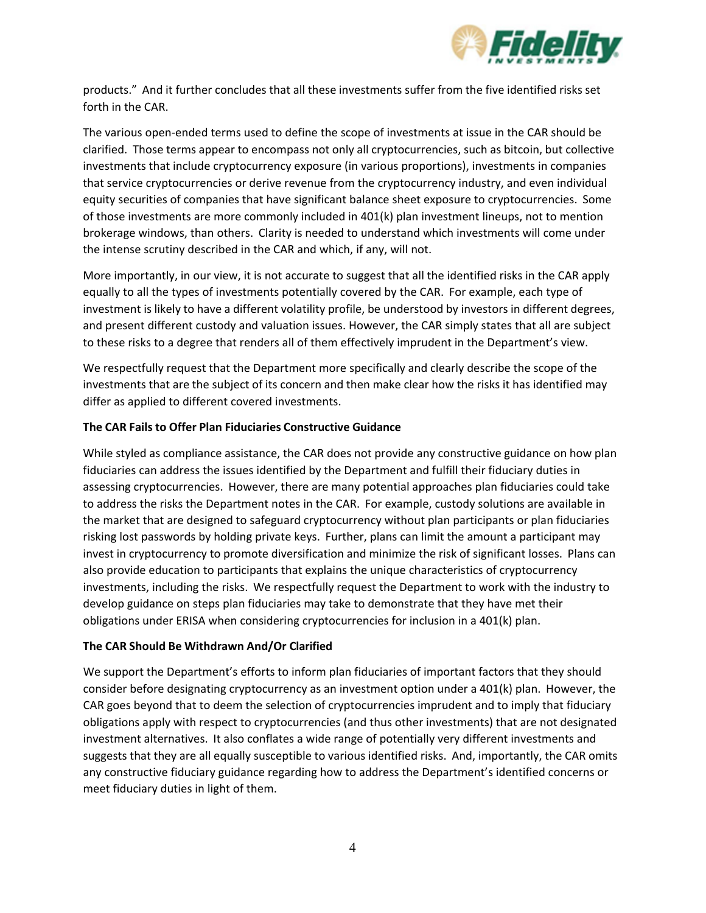products." And it further concludes that all these investments suffer from the five identified risks set forth in the CAR.

The various open-ended terms used to define the scope of investments at issue in the CAR should be clarified. Those terms appear to encompass not only all cryptocurrencies, such as bitcoin, but collective investments that include cryptocurrency exposure (in various proportions), investments in companies that service cryptocurrencies or derive revenue from the cryptocurrency industry, and even individual equity securities of companies that have significant balance sheet exposure to cryptocurrencies. Some of those investments are more commonly included in 401(k) plan investment lineups, not to mention brokerage windows, than others. Clarity is needed to understand which investments will come under the intense scrutiny described in the CAR and which, if any, will not.

More importantly, in our view, it is not accurate to suggest that all the identified risks in the CAR apply equally to all the types of investments potentially covered by the CAR. For example, each type of investment is likely to have a different volatility profile, be understood by investors in different degrees, and present different custody and valuation issues. However, the CAR simply states that all are subject to these risks to a degree that renders all of them effectively imprudent in the Department's view.

We respectfully request that the Department more specifically and clearly describe the scope of the investments that are the subject of its concern and then make clear how the risks it has identified may differ as applied to different covered investments.

**The CAR Fails to Offer Plan Fiduciaries Constructive Guidance**

While styled as compliance assistance, the CAR does not provide any constructive guidance on how plan fiduciaries can address the issues identified by the Department and fulfill their fiduciary duties in assessing cryptocurrencies. However, there are many potential approaches plan fiduciaries could take to address the risks the Department notes in the CAR. For example, custody solutions are available in the market that are designed to safeguard cryptocurrency without plan participants or plan fiduciaries risking lost passwords by holding private keys. Further, plans can limit the amount a participant may invest in cryptocurrency to promote diversification and minimize the risk of significant losses. Plans can also provide education to participants that explains the unique characteristics of cryptocurrency investments, including the risks. We respectfully request the Department to work with the industry to develop guidance on steps plan fiduciaries may take to demonstrate that they have met their obligations under ERISA when considering cryptocurrencies for inclusion in a 401(k) plan.

**The CAR Should Be Withdrawn And/Or Clarified**

We support the Department's efforts to inform plan fiduciaries of important factors that they should consider before designating cryptocurrency as an investment option under a 401(k) plan. However, the CAR goes beyond that to deem the selection of cryptocurrencies imprudent and to imply that fiduciary obligations apply with respect to cryptocurrencies (and thus other investments) that are not designated investment alternatives. It also conflates a wide range of potentially very different investments and suggests that they are all equally susceptible to various identified risks. And, importantly, the CAR omits any constructive fiduciary guidance regarding how to address the Department's identified concerns or meet fiduciary duties in light of them.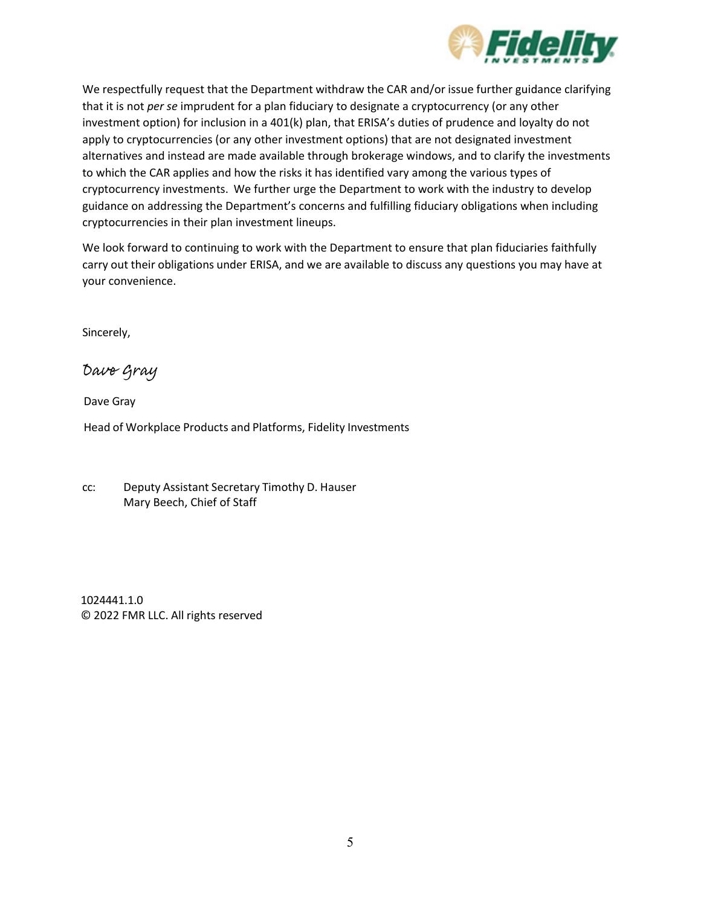We respectfully request that the Department withdraw the CAR and/or issue further guidance clarifying that it is not *per se* imprudent for a plan fiduciary to designate a cryptocurrency (or any other investment option) for inclusion in a 401(k) plan, that ERISA's duties of prudence and loyalty do not apply to cryptocurrencies (or any other investment options) that are not designated investment alternatives and instead are made available through brokerage windows, and to clarify the investments to which the CAR applies and how the risks it has identified vary among the various types of cryptocurrency investments. We further urge the Department to work with the industry to develop guidance on addressing the Department's concerns and fulfilling fiduciary obligations when including cryptocurrencies in their plan investment lineups.

We look forward to continuing to work with the Department to ensure that plan fiduciaries faithfully carry out their obligations under ERISA, and we are available to discuss any questions you may have at your convenience.

Sincerely,

*Dave Gray*

Dave Gray

Head of Workplace Products and Platforms, Fidelity Investments

cc: Deputy Assistant Secretary Timothy D. Hauser
Mary Beech, Chief of Staff

1024441.1.0
© 2022 FMR LLC. All rights reserved